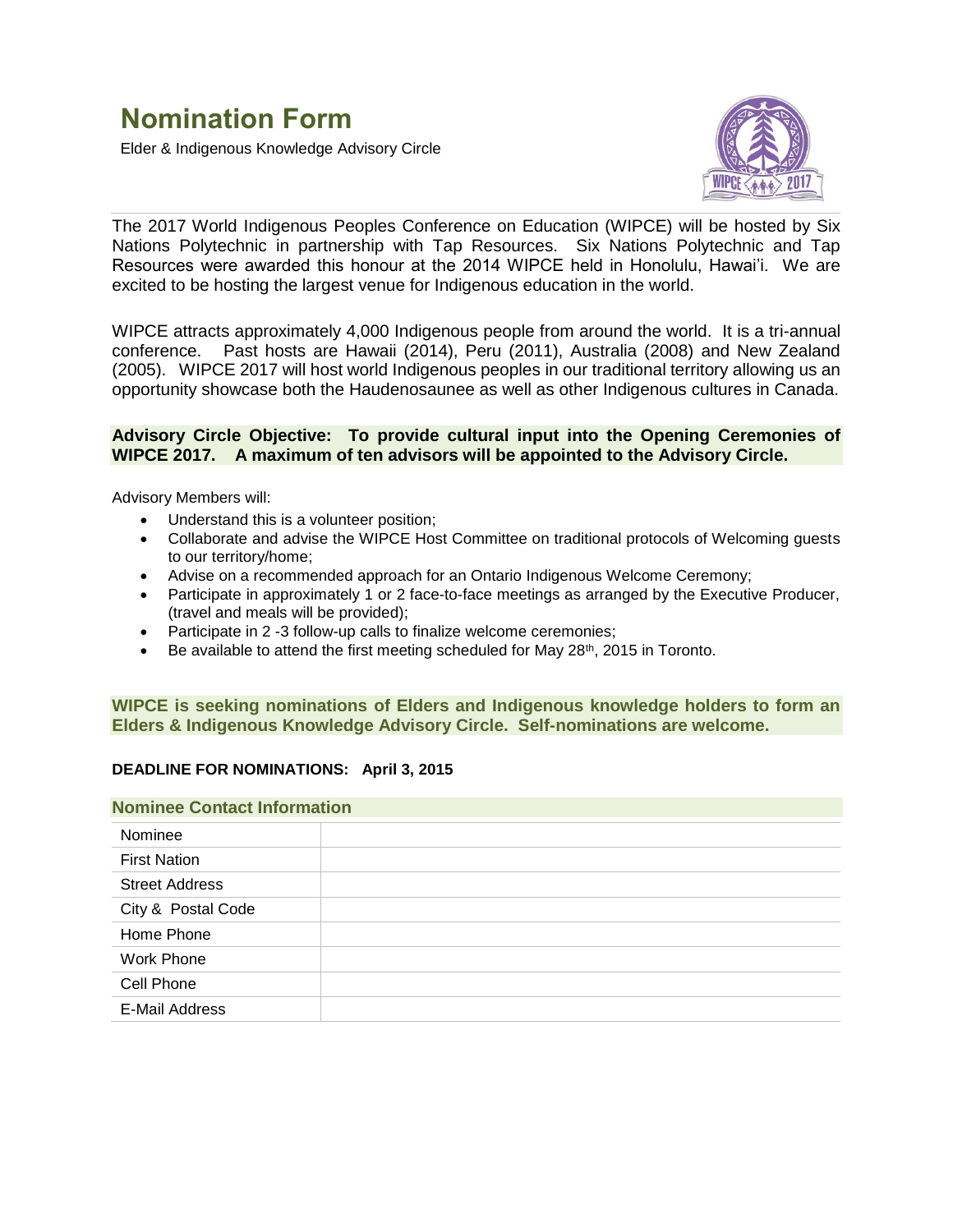# Nomination Form

Elder & Indigenous Knowledge Advisory Circle

The 2017 World Indigenous Peoples Conference on Education (WIPCE) will be hosted by Six Nations Polytechnic in partnership with Tap Resources. Six Nations Polytechnic and Tap Resources were awarded this honour at the 2014 WIPCE held in Honolulu, Hawai'i. We are excited to be hosting the largest venue for Indigenous education in the world.

WIPCE attracts approximately 4,000 Indigenous people from around the world. It is a tri-annual conference. Past hosts are Hawaii (2014), Peru (2011), Australia (2008) and New Zealand (2005). WIPCE 2017 will host world Indigenous peoples in our traditional territory allowing us an opportunity showcase both the Haudenosaunee as well as other Indigenous cultures in Canada.

**Advisory Circle Objective: To provide cultural input into the Opening Ceremonies of WIPCE 2017. A maximum of ten advisors will be appointed to the Advisory Circle.**

Advisory Members will:

- Understand this is a volunteer position;
- Collaborate and advise the WIPCE Host Committee on traditional protocols of Welcoming guests to our territory/home;
- Advise on a recommended approach for an Ontario Indigenous Welcome Ceremony;
- Participate in approximately 1 or 2 face-to-face meetings as arranged by the Executive Producer, (travel and meals will be provided);
- Participate in 2 -3 follow-up calls to finalize welcome ceremonies;
- Be available to attend the first meeting scheduled for May 28th, 2015 in Toronto.

**WIPCE is seeking nominations of Elders and Indigenous knowledge holders to form an Elders & Indigenous Knowledge Advisory Circle. Self-nominations are welcome.**

**DEADLINE FOR NOMINATIONS: April 3, 2015**

## Nominee Contact Information

| | |
|---|---|
| Nominee | |
| First Nation | |
| Street Address | |
| City & Postal Code | |
| Home Phone | |
| Work Phone | |
| Cell Phone | |
| E-Mail Address | |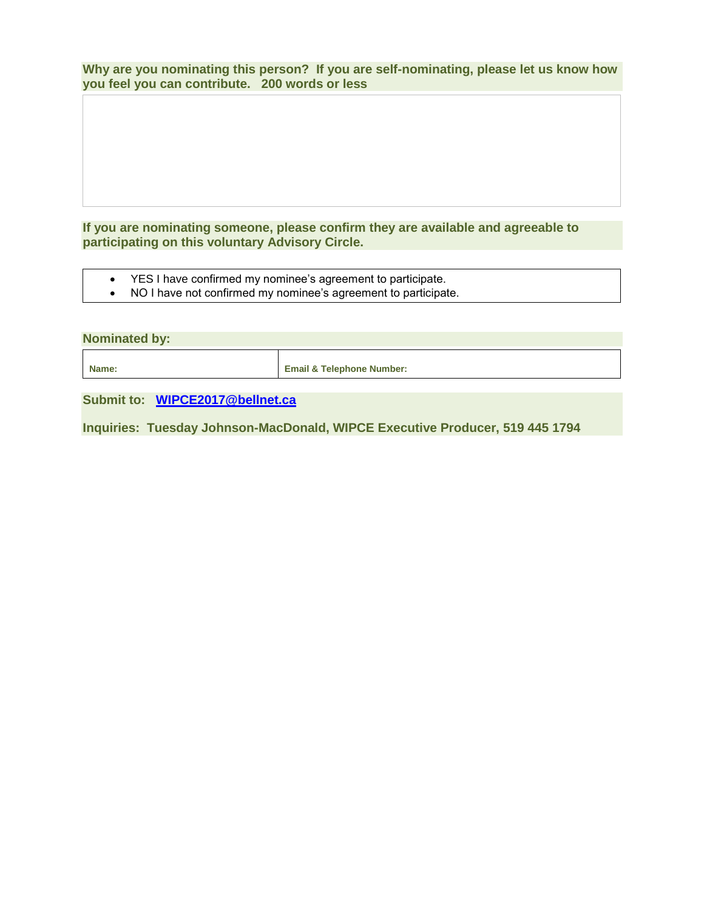**Why are you nominating this person? If you are self-nominating, please let us know how you feel you can contribute. 200 words or less**

| |
|---|
| |

**If you are nominating someone, please confirm they are available and agreeable to participating on this voluntary Advisory Circle.**

- YES I have confirmed my nominee's agreement to participate.
- NO I have not confirmed my nominee's agreement to participate.

**Nominated by:**

| | |
|---|---|
| **Name:** | **Email & Telephone Number:** |

**Submit to: WIPCE2017@bellnet.ca**

**Inquiries: Tuesday Johnson-MacDonald, WIPCE Executive Producer, 519 445 1794**